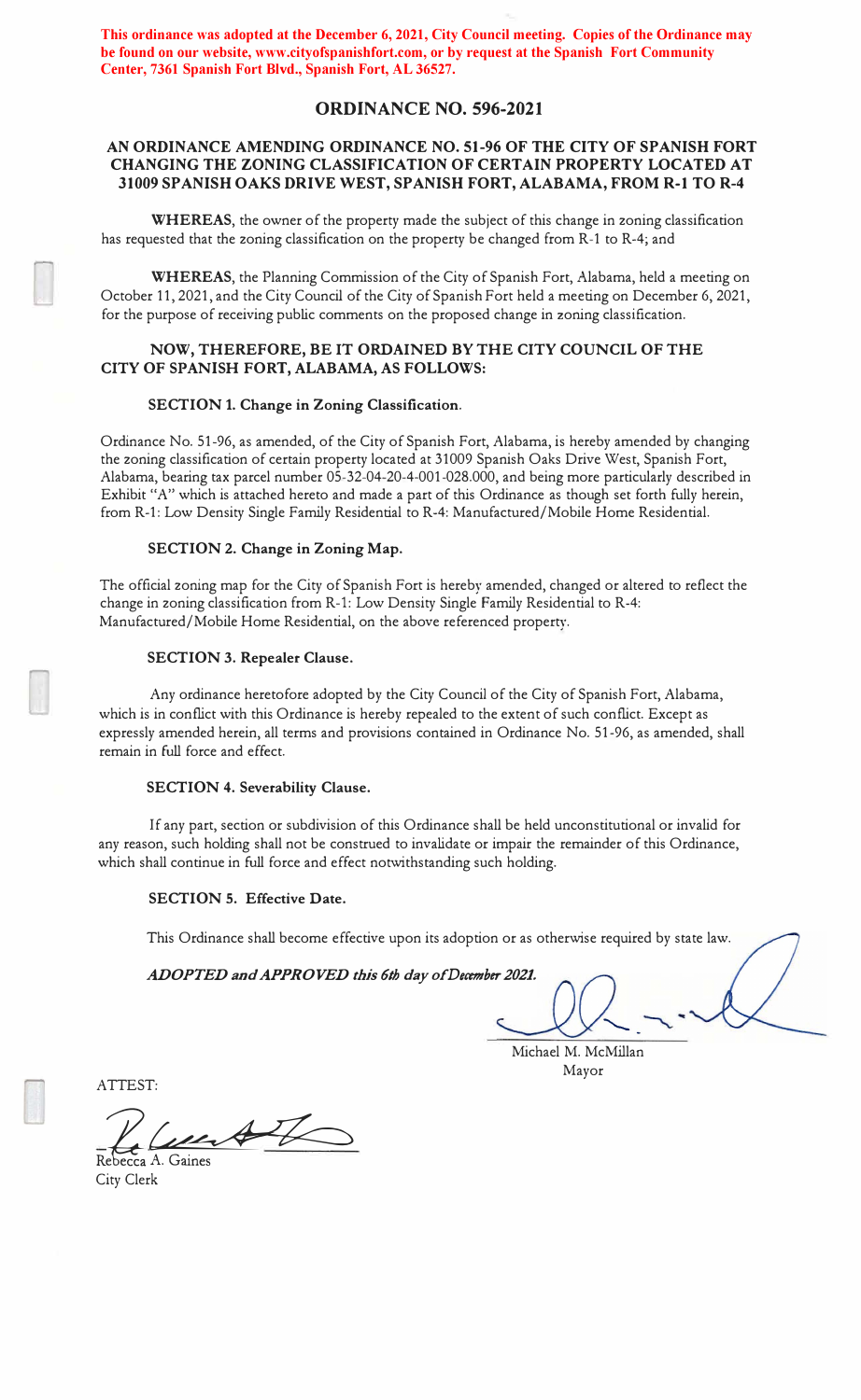**This ordinance was adopted at the December 6, 2021, City Council meeting. Copies of the Ordinance may be found on our website, www.cityofspanishfort.com, or by request at the Spanish Fort Community Center, 7361 Spanish Fort Blvd., Spanish Fort, AL 36527.**

# ORDINANCE NO. 596-2021

## AN ORDINANCE AMENDING ORDINANCE NO. 51-96 OF THE CITY OF SPANISH FORT CHANGING THE ZONING CLASSIFICATION OF CERTAIN PROPERTY LOCATED AT 31009 SPANISH OAKS DRIVE WEST, SPANISH FORT, ALABAMA, FROM R-1 TO R-4

**WHEREAS**, the owner of the property made the subject of this change in zoning classification has requested that the zoning classification on the property be changed from R-1 to R-4; and

**WHEREAS**, the Planning Commission of the City of Spanish Fort, Alabama, held a meeting on October 11, 2021, and the City Council of the City of Spanish Fort held a meeting on December 6, 2021, for the purpose of receiving public comments on the proposed change in zoning classification.

**NOW, THEREFORE, BE IT ORDAINED BY THE CITY COUNCIL OF THE CITY OF SPANISH FORT, ALABAMA, AS FOLLOWS:**

### SECTION 1. Change in Zoning Classification.

Ordinance No. 51-96, as amended, of the City of Spanish Fort, Alabama, is hereby amended by changing the zoning classification of certain property located at 31009 Spanish Oaks Drive West, Spanish Fort, Alabama, bearing tax parcel number 05-32-04-20-4-001-028.000, and being more particularly described in Exhibit "A" which is attached hereto and made a part of this Ordinance as though set forth fully herein, from R-1: Low Density Single Family Residential to R-4: Manufactured/Mobile Home Residential.

### SECTION 2. Change in Zoning Map.

The official zoning map for the City of Spanish Fort is hereby amended, changed or altered to reflect the change in zoning classification from R-1: Low Density Single Family Residential to R-4: Manufactured/Mobile Home Residential, on the above referenced property.

### SECTION 3. Repealer Clause.

Any ordinance heretofore adopted by the City Council of the City of Spanish Fort, Alabama, which is in conflict with this Ordinance is hereby repealed to the extent of such conflict. Except as expressly amended herein, all terms and provisions contained in Ordinance No. 51-96, as amended, shall remain in full force and effect.

### SECTION 4. Severability Clause.

If any part, section or subdivision of this Ordinance shall be held unconstitutional or invalid for any reason, such holding shall not be construed to invalidate or impair the remainder of this Ordinance, which shall continue in full force and effect notwithstanding such holding.

### SECTION 5. Effective Date.

This Ordinance shall become effective upon its adoption or as otherwise required by state law.

***ADOPTED and APPROVED this 6th day of December 2021.***

Michael M. McMillan
Mayor

ATTEST:

Rebecca A. Gaines
City Clerk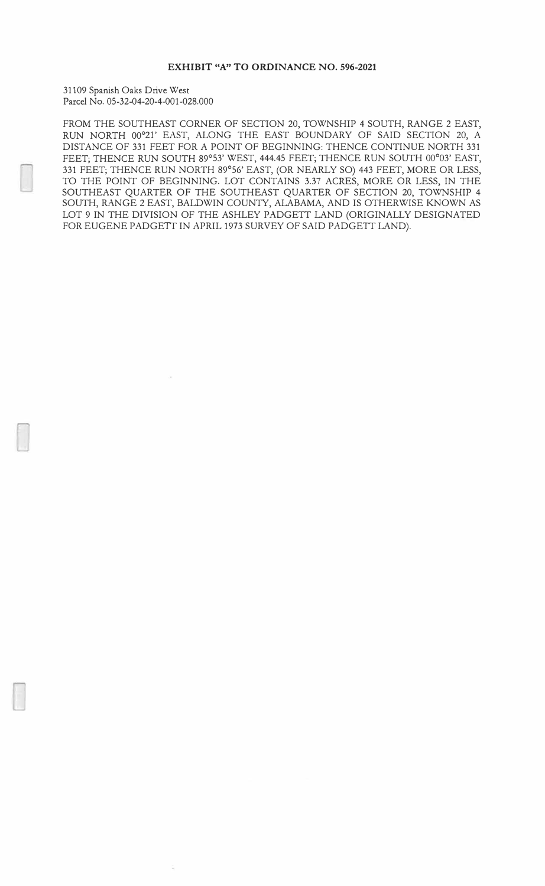**EXHIBIT "A" TO ORDINANCE NO. 596-2021**

31109 Spanish Oaks Drive West
Parcel No. 05-32-04-20-4-001-028.000

FROM THE SOUTHEAST CORNER OF SECTION 20, TOWNSHIP 4 SOUTH, RANGE 2 EAST, RUN NORTH 00°21' EAST, ALONG THE EAST BOUNDARY OF SAID SECTION 20, A DISTANCE OF 331 FEET FOR A POINT OF BEGINNING: THENCE CONTINUE NORTH 331 FEET; THENCE RUN SOUTH 89°53' WEST, 444.45 FEET; THENCE RUN SOUTH 00°03' EAST, 331 FEET; THENCE RUN NORTH 89°56' EAST, (OR NEARLY SO) 443 FEET, MORE OR LESS, TO THE POINT OF BEGINNING. LOT CONTAINS 3.37 ACRES, MORE OR LESS, IN THE SOUTHEAST QUARTER OF THE SOUTHEAST QUARTER OF SECTION 20, TOWNSHIP 4 SOUTH, RANGE 2 EAST, BALDWIN COUNTY, ALABAMA, AND IS OTHERWISE KNOWN AS LOT 9 IN THE DIVISION OF THE ASHLEY PADGETT LAND (ORIGINALLY DESIGNATED FOR EUGENE PADGETT IN APRIL 1973 SURVEY OF SAID PADGETT LAND).